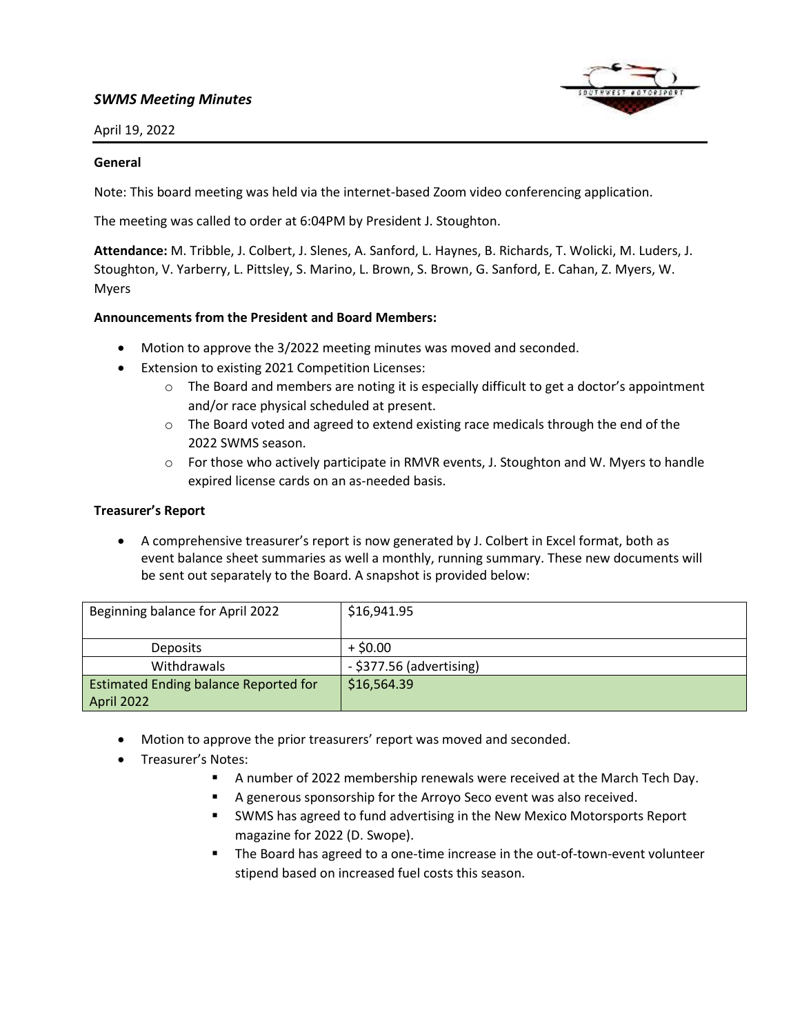*SWMS Meeting Minutes*

April 19, 2022

**General**

Note: This board meeting was held via the internet-based Zoom video conferencing application.

The meeting was called to order at 6:04PM by President J. Stoughton.

**Attendance:** M. Tribble, J. Colbert, J. Slenes, A. Sanford, L. Haynes, B. Richards, T. Wolicki, M. Luders, J. Stoughton, V. Yarberry, L. Pittsley, S. Marino, L. Brown, S. Brown, G. Sanford, E. Cahan, Z. Myers, W. Myers

**Announcements from the President and Board Members:**

- Motion to approve the 3/2022 meeting minutes was moved and seconded.
- Extension to existing 2021 Competition Licenses:
  - The Board and members are noting it is especially difficult to get a doctor's appointment and/or race physical scheduled at present.
  - The Board voted and agreed to extend existing race medicals through the end of the 2022 SWMS season.
  - For those who actively participate in RMVR events, J. Stoughton and W. Myers to handle expired license cards on an as-needed basis.

**Treasurer's Report**

- A comprehensive treasurer's report is now generated by J. Colbert in Excel format, both as event balance sheet summaries as well a monthly, running summary. These new documents will be sent out separately to the Board. A snapshot is provided below:

| Beginning balance for April 2022 | $16,941.95 |
|---|---|
| Deposits | + $0.00 |
| Withdrawals | - $377.56 (advertising) |
| Estimated Ending balance Reported for April 2022 | $16,564.39 |

- Motion to approve the prior treasurers' report was moved and seconded.
- Treasurer's Notes:
  - A number of 2022 membership renewals were received at the March Tech Day.
  - A generous sponsorship for the Arroyo Seco event was also received.
  - SWMS has agreed to fund advertising in the New Mexico Motorsports Report magazine for 2022 (D. Swope).
  - The Board has agreed to a one-time increase in the out-of-town-event volunteer stipend based on increased fuel costs this season.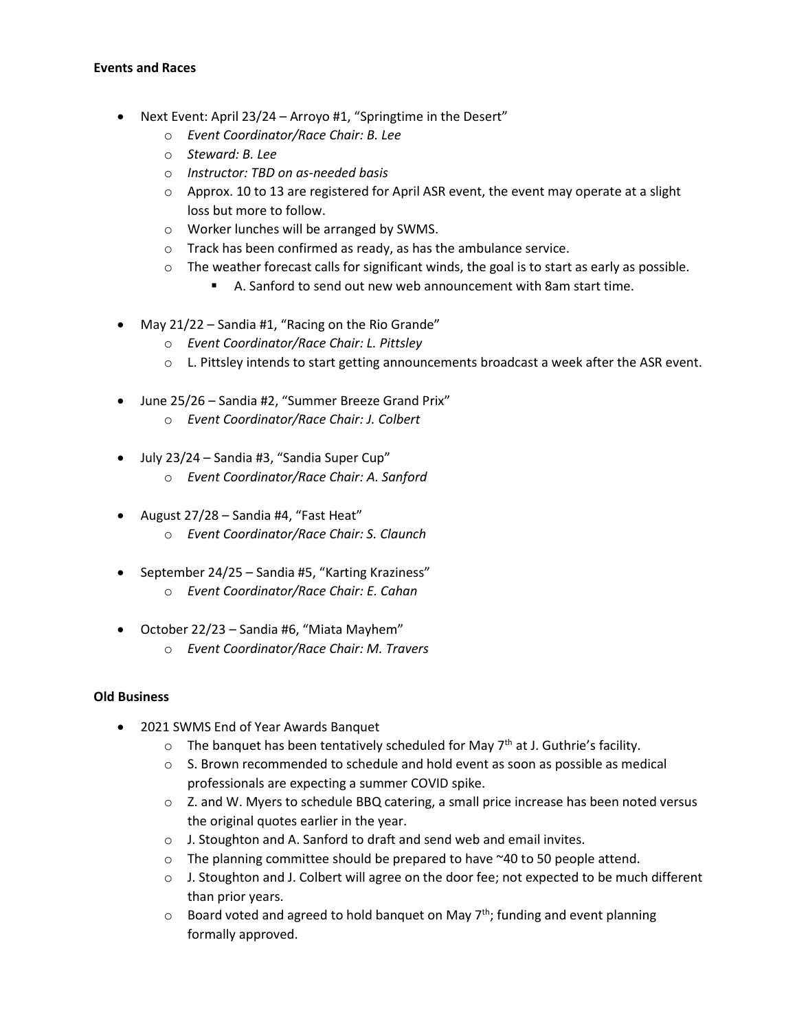**Events and Races**

- Next Event: April 23/24 – Arroyo #1, "Springtime in the Desert"
  - *Event Coordinator/Race Chair: B. Lee*
  - *Steward: B. Lee*
  - *Instructor: TBD on as-needed basis*
  - Approx. 10 to 13 are registered for April ASR event, the event may operate at a slight loss but more to follow.
  - Worker lunches will be arranged by SWMS.
  - Track has been confirmed as ready, as has the ambulance service.
  - The weather forecast calls for significant winds, the goal is to start as early as possible.
    - A. Sanford to send out new web announcement with 8am start time.

- May 21/22 – Sandia #1, "Racing on the Rio Grande"
  - *Event Coordinator/Race Chair: L. Pittsley*
  - L. Pittsley intends to start getting announcements broadcast a week after the ASR event.

- June 25/26 – Sandia #2, "Summer Breeze Grand Prix"
  - *Event Coordinator/Race Chair: J. Colbert*

- July 23/24 – Sandia #3, "Sandia Super Cup"
  - *Event Coordinator/Race Chair: A. Sanford*

- August 27/28 – Sandia #4, "Fast Heat"
  - *Event Coordinator/Race Chair: S. Claunch*

- September 24/25 – Sandia #5, "Karting Kraziness"
  - *Event Coordinator/Race Chair: E. Cahan*

- October 22/23 – Sandia #6, "Miata Mayhem"
  - *Event Coordinator/Race Chair: M. Travers*

**Old Business**

- 2021 SWMS End of Year Awards Banquet
  - The banquet has been tentatively scheduled for May 7th at J. Guthrie's facility.
  - S. Brown recommended to schedule and hold event as soon as possible as medical professionals are expecting a summer COVID spike.
  - Z. and W. Myers to schedule BBQ catering, a small price increase has been noted versus the original quotes earlier in the year.
  - J. Stoughton and A. Sanford to draft and send web and email invites.
  - The planning committee should be prepared to have ~40 to 50 people attend.
  - J. Stoughton and J. Colbert will agree on the door fee; not expected to be much different than prior years.
  - Board voted and agreed to hold banquet on May 7th; funding and event planning formally approved.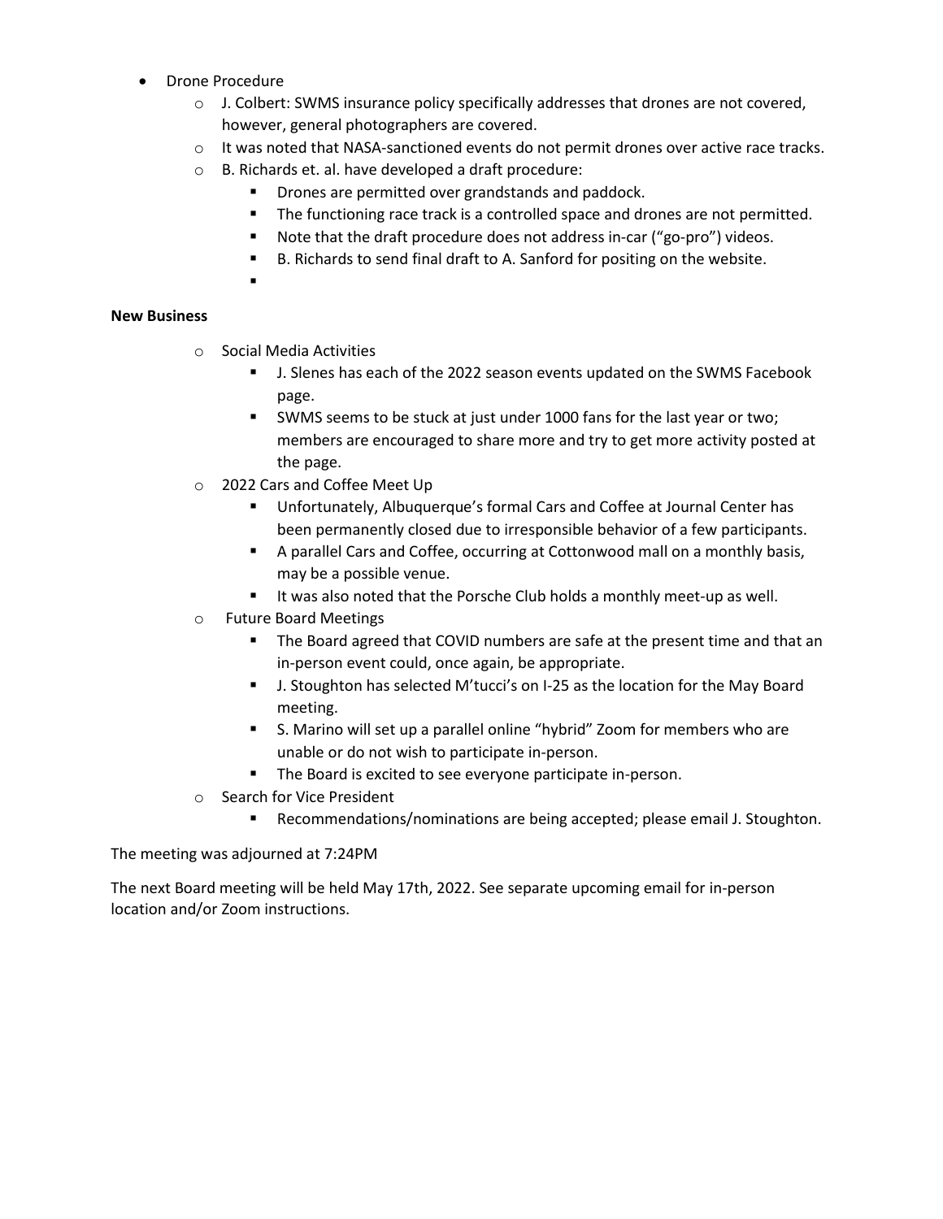- Drone Procedure
  - J. Colbert: SWMS insurance policy specifically addresses that drones are not covered, however, general photographers are covered.
  - It was noted that NASA-sanctioned events do not permit drones over active race tracks.
  - B. Richards et. al. have developed a draft procedure:
    - Drones are permitted over grandstands and paddock.
    - The functioning race track is a controlled space and drones are not permitted.
    - Note that the draft procedure does not address in-car ("go-pro") videos.
    - B. Richards to send final draft to A. Sanford for positing on the website.

**New Business**

- Social Media Activities
  - J. Slenes has each of the 2022 season events updated on the SWMS Facebook page.
  - SWMS seems to be stuck at just under 1000 fans for the last year or two; members are encouraged to share more and try to get more activity posted at the page.
- 2022 Cars and Coffee Meet Up
  - Unfortunately, Albuquerque's formal Cars and Coffee at Journal Center has been permanently closed due to irresponsible behavior of a few participants.
  - A parallel Cars and Coffee, occurring at Cottonwood mall on a monthly basis, may be a possible venue.
  - It was also noted that the Porsche Club holds a monthly meet-up as well.
- Future Board Meetings
  - The Board agreed that COVID numbers are safe at the present time and that an in-person event could, once again, be appropriate.
  - J. Stoughton has selected M'tucci's on I-25 as the location for the May Board meeting.
  - S. Marino will set up a parallel online "hybrid" Zoom for members who are unable or do not wish to participate in-person.
  - The Board is excited to see everyone participate in-person.
- Search for Vice President
  - Recommendations/nominations are being accepted; please email J. Stoughton.

The meeting was adjourned at 7:24PM

The next Board meeting will be held May 17th, 2022. See separate upcoming email for in-person location and/or Zoom instructions.